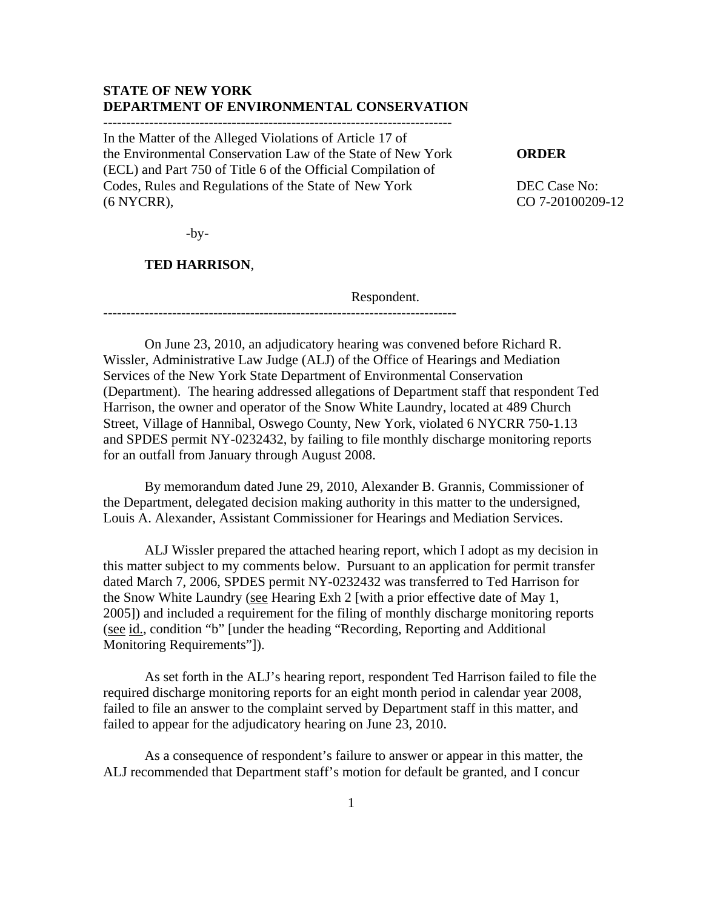**STATE OF NEW YORK**
**DEPARTMENT OF ENVIRONMENTAL CONSERVATION**

---

In the Matter of the Alleged Violations of Article 17 of the Environmental Conservation Law of the State of New York (ECL) and Part 750 of Title 6 of the Official Compilation of Codes, Rules and Regulations of the State of New York (6 NYCRR),

-by-

**TED HARRISON**,

Respondent.

---

**ORDER**

DEC Case No: CO 7-20100209-12

On June 23, 2010, an adjudicatory hearing was convened before Richard R. Wissler, Administrative Law Judge (ALJ) of the Office of Hearings and Mediation Services of the New York State Department of Environmental Conservation (Department). The hearing addressed allegations of Department staff that respondent Ted Harrison, the owner and operator of the Snow White Laundry, located at 489 Church Street, Village of Hannibal, Oswego County, New York, violated 6 NYCRR 750-1.13 and SPDES permit NY-0232432, by failing to file monthly discharge monitoring reports for an outfall from January through August 2008.

By memorandum dated June 29, 2010, Alexander B. Grannis, Commissioner of the Department, delegated decision making authority in this matter to the undersigned, Louis A. Alexander, Assistant Commissioner for Hearings and Mediation Services.

ALJ Wissler prepared the attached hearing report, which I adopt as my decision in this matter subject to my comments below. Pursuant to an application for permit transfer dated March 7, 2006, SPDES permit NY-0232432 was transferred to Ted Harrison for the Snow White Laundry (see Hearing Exh 2 [with a prior effective date of May 1, 2005]) and included a requirement for the filing of monthly discharge monitoring reports (see id., condition "b" [under the heading "Recording, Reporting and Additional Monitoring Requirements"]).

As set forth in the ALJ's hearing report, respondent Ted Harrison failed to file the required discharge monitoring reports for an eight month period in calendar year 2008, failed to file an answer to the complaint served by Department staff in this matter, and failed to appear for the adjudicatory hearing on June 23, 2010.

As a consequence of respondent's failure to answer or appear in this matter, the ALJ recommended that Department staff's motion for default be granted, and I concur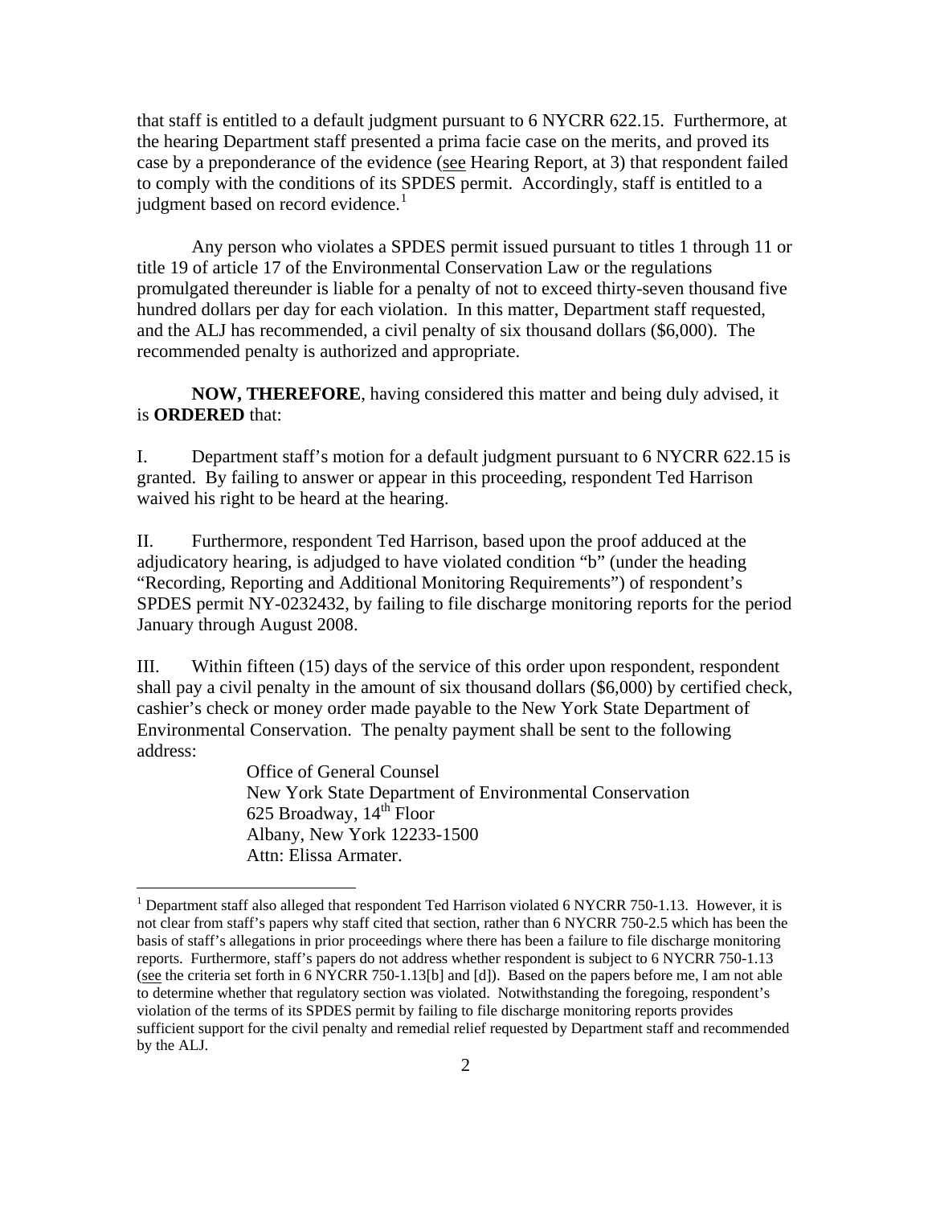that staff is entitled to a default judgment pursuant to 6 NYCRR 622.15. Furthermore, at the hearing Department staff presented a prima facie case on the merits, and proved its case by a preponderance of the evidence (see Hearing Report, at 3) that respondent failed to comply with the conditions of its SPDES permit. Accordingly, staff is entitled to a judgment based on record evidence.[1]

Any person who violates a SPDES permit issued pursuant to titles 1 through 11 or title 19 of article 17 of the Environmental Conservation Law or the regulations promulgated thereunder is liable for a penalty of not to exceed thirty-seven thousand five hundred dollars per day for each violation. In this matter, Department staff requested, and the ALJ has recommended, a civil penalty of six thousand dollars ($6,000). The recommended penalty is authorized and appropriate.

**NOW, THEREFORE**, having considered this matter and being duly advised, it is **ORDERED** that:

I. Department staff's motion for a default judgment pursuant to 6 NYCRR 622.15 is granted. By failing to answer or appear in this proceeding, respondent Ted Harrison waived his right to be heard at the hearing.

II. Furthermore, respondent Ted Harrison, based upon the proof adduced at the adjudicatory hearing, is adjudged to have violated condition "b" (under the heading "Recording, Reporting and Additional Monitoring Requirements") of respondent's SPDES permit NY-0232432, by failing to file discharge monitoring reports for the period January through August 2008.

III. Within fifteen (15) days of the service of this order upon respondent, respondent shall pay a civil penalty in the amount of six thousand dollars ($6,000) by certified check, cashier's check or money order made payable to the New York State Department of Environmental Conservation. The penalty payment shall be sent to the following address:

> Office of General Counsel
> New York State Department of Environmental Conservation
> 625 Broadway, 14th Floor
> Albany, New York 12233-1500
> Attn: Elissa Armater.

---

[1] Department staff also alleged that respondent Ted Harrison violated 6 NYCRR 750-1.13. However, it is not clear from staff's papers why staff cited that section, rather than 6 NYCRR 750-2.5 which has been the basis of staff's allegations in prior proceedings where there has been a failure to file discharge monitoring reports. Furthermore, staff's papers do not address whether respondent is subject to 6 NYCRR 750-1.13 (see the criteria set forth in 6 NYCRR 750-1.13[b] and [d]). Based on the papers before me, I am not able to determine whether that regulatory section was violated. Notwithstanding the foregoing, respondent's violation of the terms of its SPDES permit by failing to file discharge monitoring reports provides sufficient support for the civil penalty and remedial relief requested by Department staff and recommended by the ALJ.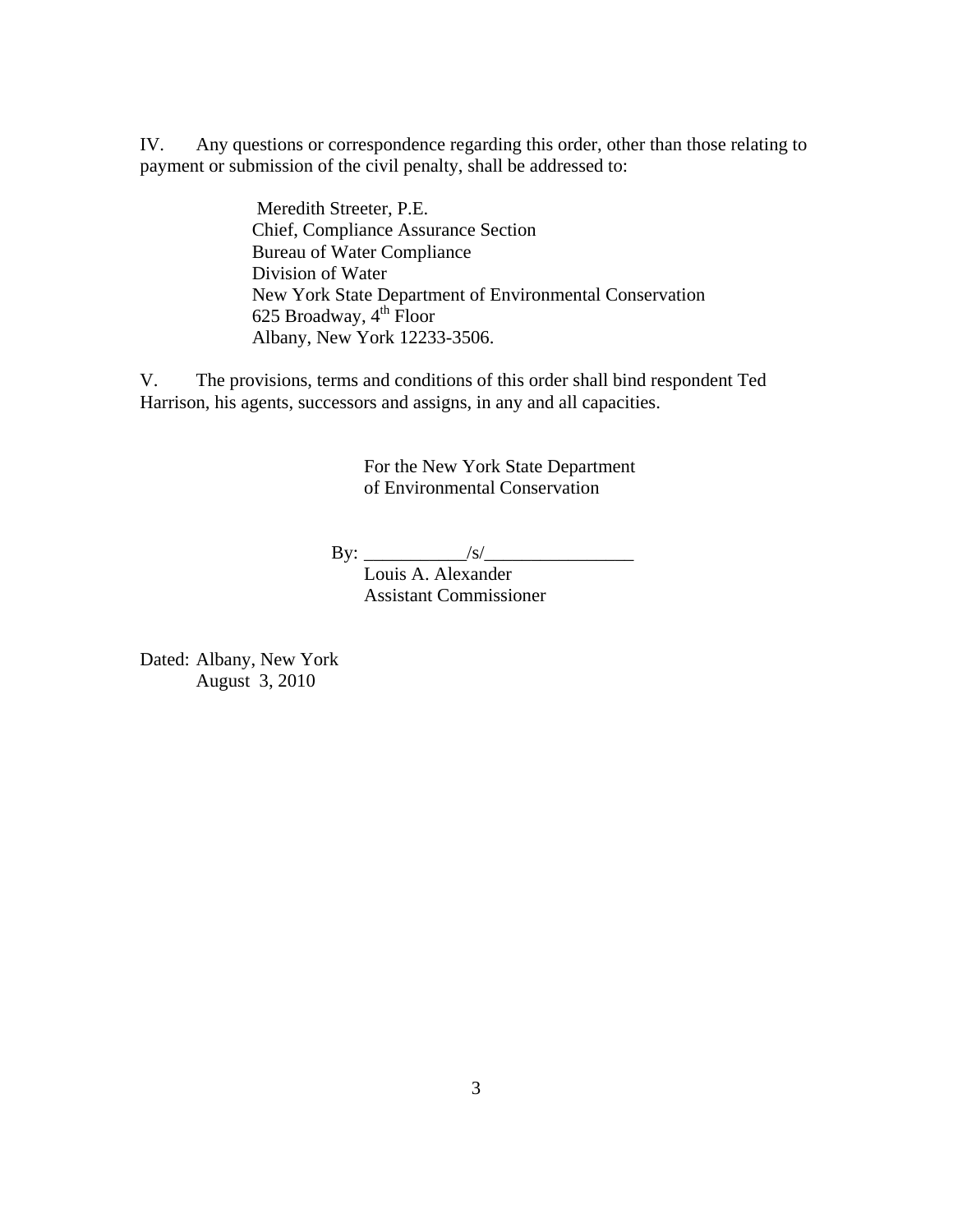IV. Any questions or correspondence regarding this order, other than those relating to payment or submission of the civil penalty, shall be addressed to:

> Meredith Streeter, P.E.
> Chief, Compliance Assurance Section
> Bureau of Water Compliance
> Division of Water
> New York State Department of Environmental Conservation
> 625 Broadway, 4th Floor
> Albany, New York 12233-3506.

V. The provisions, terms and conditions of this order shall bind respondent Ted Harrison, his agents, successors and assigns, in any and all capacities.

For the New York State Department of Environmental Conservation

By: \_\_\_\_\_\_\_\_\_\_\_/s/\_\_\_\_\_\_\_\_\_\_\_\_\_\_\_\_
Louis A. Alexander
Assistant Commissioner

Dated: Albany, New York
August 3, 2010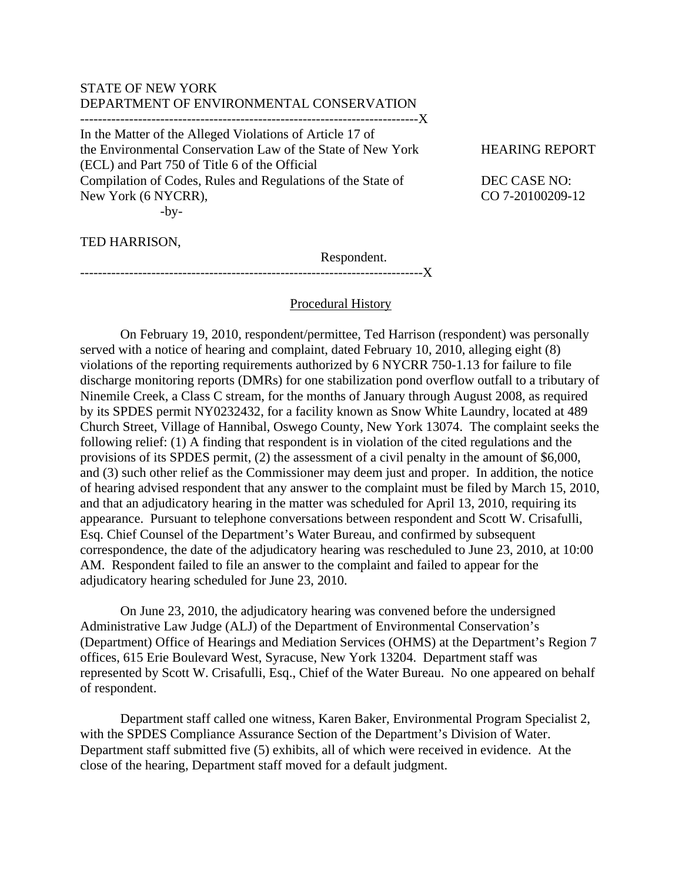STATE OF NEW YORK
DEPARTMENT OF ENVIRONMENTAL CONSERVATION

---

In the Matter of the Alleged Violations of Article 17 of the Environmental Conservation Law of the State of New York (ECL) and Part 750 of Title 6 of the Official Compilation of Codes, Rules and Regulations of the State of New York (6 NYCRR),

-by-

TED HARRISON,

Respondent.

---

HEARING REPORT

DEC CASE NO:
CO 7-20100209-12

## Procedural History

On February 19, 2010, respondent/permittee, Ted Harrison (respondent) was personally served with a notice of hearing and complaint, dated February 10, 2010, alleging eight (8) violations of the reporting requirements authorized by 6 NYCRR 750-1.13 for failure to file discharge monitoring reports (DMRs) for one stabilization pond overflow outfall to a tributary of Ninemile Creek, a Class C stream, for the months of January through August 2008, as required by its SPDES permit NY0232432, for a facility known as Snow White Laundry, located at 489 Church Street, Village of Hannibal, Oswego County, New York 13074. The complaint seeks the following relief: (1) A finding that respondent is in violation of the cited regulations and the provisions of its SPDES permit, (2) the assessment of a civil penalty in the amount of $6,000, and (3) such other relief as the Commissioner may deem just and proper. In addition, the notice of hearing advised respondent that any answer to the complaint must be filed by March 15, 2010, and that an adjudicatory hearing in the matter was scheduled for April 13, 2010, requiring its appearance. Pursuant to telephone conversations between respondent and Scott W. Crisafulli, Esq. Chief Counsel of the Department's Water Bureau, and confirmed by subsequent correspondence, the date of the adjudicatory hearing was rescheduled to June 23, 2010, at 10:00 AM. Respondent failed to file an answer to the complaint and failed to appear for the adjudicatory hearing scheduled for June 23, 2010.

On June 23, 2010, the adjudicatory hearing was convened before the undersigned Administrative Law Judge (ALJ) of the Department of Environmental Conservation's (Department) Office of Hearings and Mediation Services (OHMS) at the Department's Region 7 offices, 615 Erie Boulevard West, Syracuse, New York 13204. Department staff was represented by Scott W. Crisafulli, Esq., Chief of the Water Bureau. No one appeared on behalf of respondent.

Department staff called one witness, Karen Baker, Environmental Program Specialist 2, with the SPDES Compliance Assurance Section of the Department's Division of Water. Department staff submitted five (5) exhibits, all of which were received in evidence. At the close of the hearing, Department staff moved for a default judgment.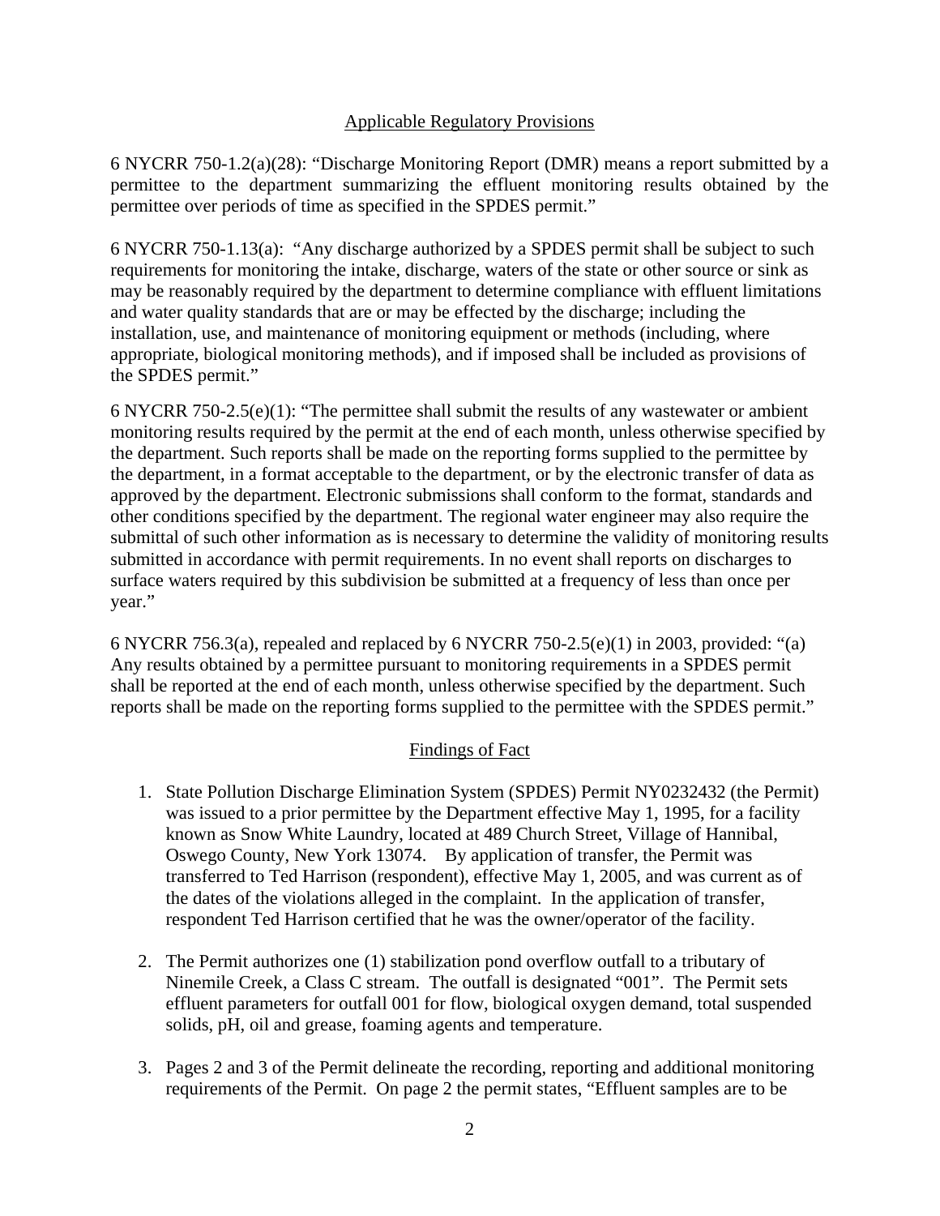## Applicable Regulatory Provisions

6 NYCRR 750-1.2(a)(28): "Discharge Monitoring Report (DMR) means a report submitted by a permittee to the department summarizing the effluent monitoring results obtained by the permittee over periods of time as specified in the SPDES permit."

6 NYCRR 750-1.13(a): "Any discharge authorized by a SPDES permit shall be subject to such requirements for monitoring the intake, discharge, waters of the state or other source or sink as may be reasonably required by the department to determine compliance with effluent limitations and water quality standards that are or may be effected by the discharge; including the installation, use, and maintenance of monitoring equipment or methods (including, where appropriate, biological monitoring methods), and if imposed shall be included as provisions of the SPDES permit."

6 NYCRR 750-2.5(e)(1): "The permittee shall submit the results of any wastewater or ambient monitoring results required by the permit at the end of each month, unless otherwise specified by the department. Such reports shall be made on the reporting forms supplied to the permittee by the department, in a format acceptable to the department, or by the electronic transfer of data as approved by the department. Electronic submissions shall conform to the format, standards and other conditions specified by the department. The regional water engineer may also require the submittal of such other information as is necessary to determine the validity of monitoring results submitted in accordance with permit requirements. In no event shall reports on discharges to surface waters required by this subdivision be submitted at a frequency of less than once per year."

6 NYCRR 756.3(a), repealed and replaced by 6 NYCRR 750-2.5(e)(1) in 2003, provided: "(a) Any results obtained by a permittee pursuant to monitoring requirements in a SPDES permit shall be reported at the end of each month, unless otherwise specified by the department. Such reports shall be made on the reporting forms supplied to the permittee with the SPDES permit."

## Findings of Fact

1. State Pollution Discharge Elimination System (SPDES) Permit NY0232432 (the Permit) was issued to a prior permittee by the Department effective May 1, 1995, for a facility known as Snow White Laundry, located at 489 Church Street, Village of Hannibal, Oswego County, New York 13074. By application of transfer, the Permit was transferred to Ted Harrison (respondent), effective May 1, 2005, and was current as of the dates of the violations alleged in the complaint. In the application of transfer, respondent Ted Harrison certified that he was the owner/operator of the facility.

2. The Permit authorizes one (1) stabilization pond overflow outfall to a tributary of Ninemile Creek, a Class C stream. The outfall is designated "001". The Permit sets effluent parameters for outfall 001 for flow, biological oxygen demand, total suspended solids, pH, oil and grease, foaming agents and temperature.

3. Pages 2 and 3 of the Permit delineate the recording, reporting and additional monitoring requirements of the Permit. On page 2 the permit states, "Effluent samples are to be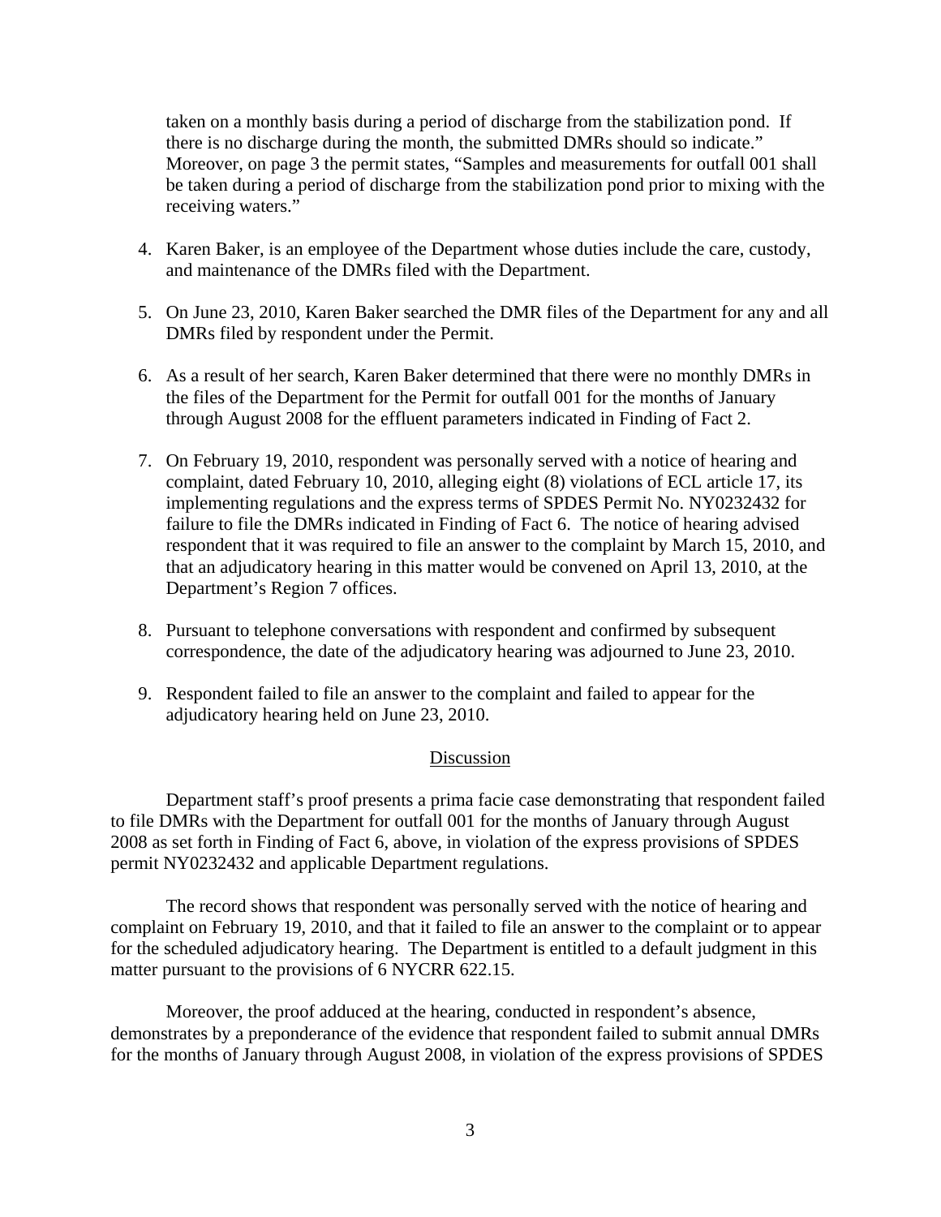taken on a monthly basis during a period of discharge from the stabilization pond. If there is no discharge during the month, the submitted DMRs should so indicate." Moreover, on page 3 the permit states, "Samples and measurements for outfall 001 shall be taken during a period of discharge from the stabilization pond prior to mixing with the receiving waters."

4. Karen Baker, is an employee of the Department whose duties include the care, custody, and maintenance of the DMRs filed with the Department.

5. On June 23, 2010, Karen Baker searched the DMR files of the Department for any and all DMRs filed by respondent under the Permit.

6. As a result of her search, Karen Baker determined that there were no monthly DMRs in the files of the Department for the Permit for outfall 001 for the months of January through August 2008 for the effluent parameters indicated in Finding of Fact 2.

7. On February 19, 2010, respondent was personally served with a notice of hearing and complaint, dated February 10, 2010, alleging eight (8) violations of ECL article 17, its implementing regulations and the express terms of SPDES Permit No. NY0232432 for failure to file the DMRs indicated in Finding of Fact 6. The notice of hearing advised respondent that it was required to file an answer to the complaint by March 15, 2010, and that an adjudicatory hearing in this matter would be convened on April 13, 2010, at the Department's Region 7 offices.

8. Pursuant to telephone conversations with respondent and confirmed by subsequent correspondence, the date of the adjudicatory hearing was adjourned to June 23, 2010.

9. Respondent failed to file an answer to the complaint and failed to appear for the adjudicatory hearing held on June 23, 2010.

## Discussion

Department staff's proof presents a prima facie case demonstrating that respondent failed to file DMRs with the Department for outfall 001 for the months of January through August 2008 as set forth in Finding of Fact 6, above, in violation of the express provisions of SPDES permit NY0232432 and applicable Department regulations.

The record shows that respondent was personally served with the notice of hearing and complaint on February 19, 2010, and that it failed to file an answer to the complaint or to appear for the scheduled adjudicatory hearing. The Department is entitled to a default judgment in this matter pursuant to the provisions of 6 NYCRR 622.15.

Moreover, the proof adduced at the hearing, conducted in respondent's absence, demonstrates by a preponderance of the evidence that respondent failed to submit annual DMRs for the months of January through August 2008, in violation of the express provisions of SPDES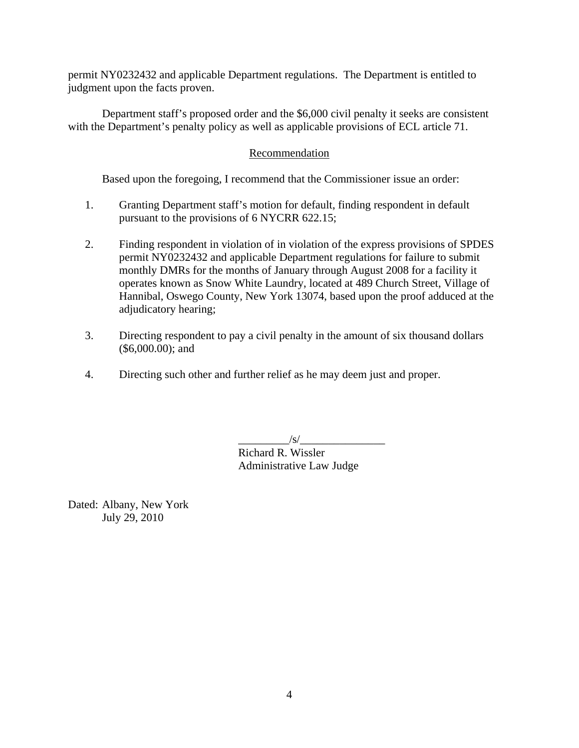permit NY0232432 and applicable Department regulations. The Department is entitled to judgment upon the facts proven.

Department staff's proposed order and the $6,000 civil penalty it seeks are consistent with the Department's penalty policy as well as applicable provisions of ECL article 71.

## Recommendation

Based upon the foregoing, I recommend that the Commissioner issue an order:

1. Granting Department staff's motion for default, finding respondent in default pursuant to the provisions of 6 NYCRR 622.15;

2. Finding respondent in violation of in violation of the express provisions of SPDES permit NY0232432 and applicable Department regulations for failure to submit monthly DMRs for the months of January through August 2008 for a facility it operates known as Snow White Laundry, located at 489 Church Street, Village of Hannibal, Oswego County, New York 13074, based upon the proof adduced at the adjudicatory hearing;

3. Directing respondent to pay a civil penalty in the amount of six thousand dollars ($6,000.00); and

4. Directing such other and further relief as he may deem just and proper.

_________/s/_______________
Richard R. Wissler
Administrative Law Judge

Dated: Albany, New York
July 29, 2010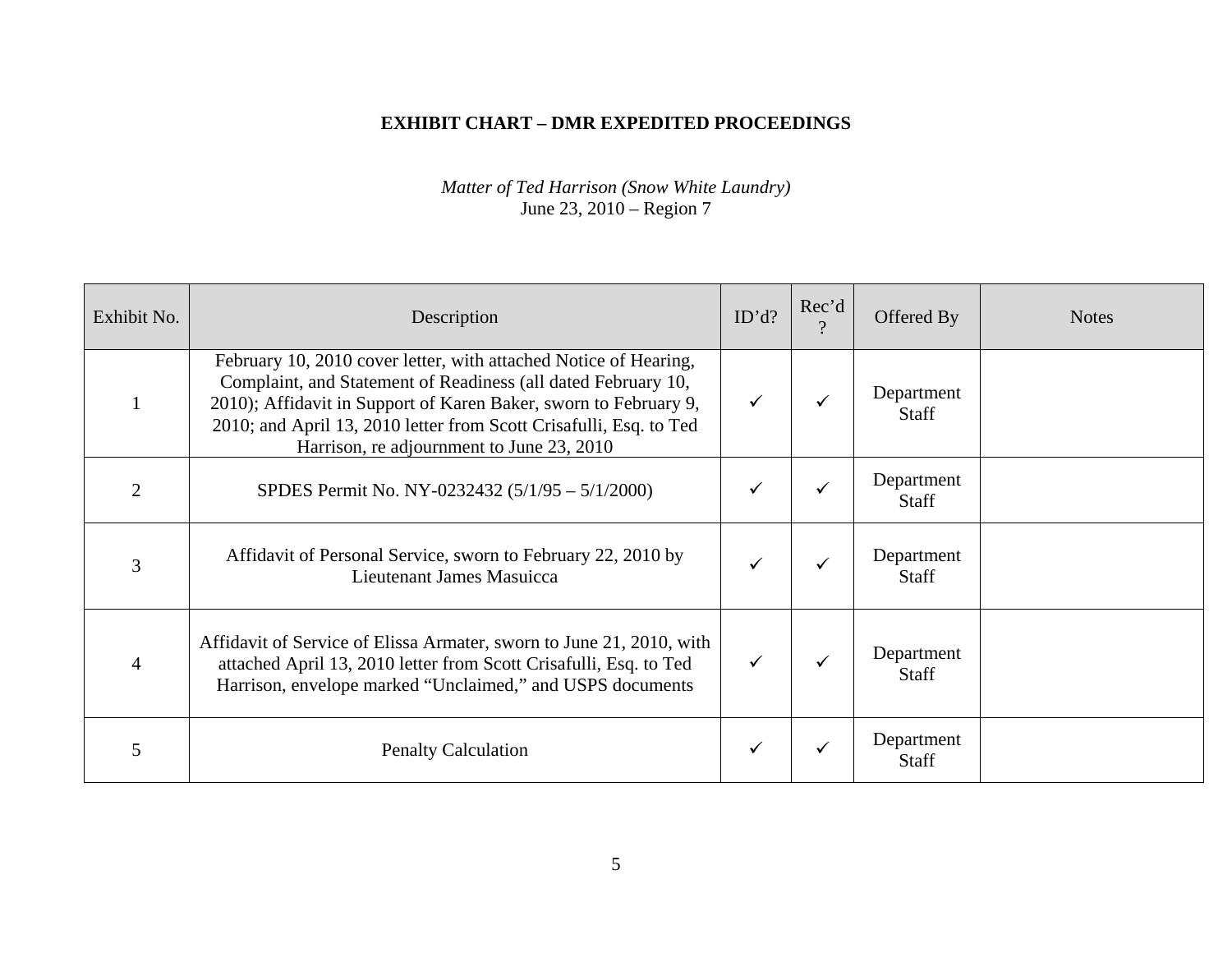**EXHIBIT CHART – DMR EXPEDITED PROCEEDINGS**

*Matter of Ted Harrison (Snow White Laundry)*
June 23, 2010 – Region 7

| Exhibit No. | Description | ID'd? | Rec'd? | Offered By | Notes |
|---|---|---|---|---|---|
| 1 | February 10, 2010 cover letter, with attached Notice of Hearing, Complaint, and Statement of Readiness (all dated February 10, 2010); Affidavit in Support of Karen Baker, sworn to February 9, 2010; and April 13, 2010 letter from Scott Crisafulli, Esq. to Ted Harrison, re adjournment to June 23, 2010 | ✓ | ✓ | Department Staff | |
| 2 | SPDES Permit No. NY-0232432 (5/1/95 – 5/1/2000) | ✓ | ✓ | Department Staff | |
| 3 | Affidavit of Personal Service, sworn to February 22, 2010 by Lieutenant James Masuicca | ✓ | ✓ | Department Staff | |
| 4 | Affidavit of Service of Elissa Armater, sworn to June 21, 2010, with attached April 13, 2010 letter from Scott Crisafulli, Esq. to Ted Harrison, envelope marked "Unclaimed," and USPS documents | ✓ | ✓ | Department Staff | |
| 5 | Penalty Calculation | ✓ | ✓ | Department Staff | |